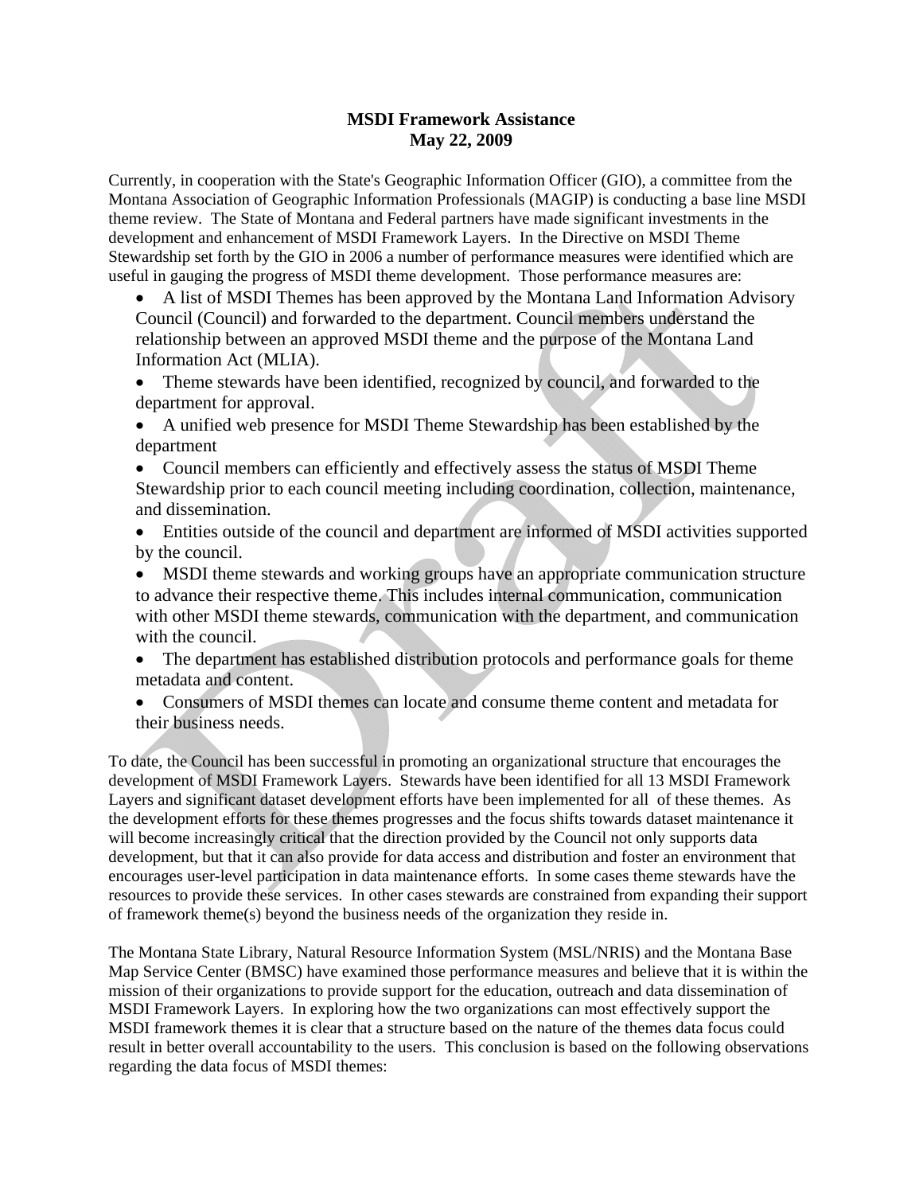**MSDI Framework Assistance**
**May 22, 2009**

Currently, in cooperation with the State's Geographic Information Officer (GIO), a committee from the Montana Association of Geographic Information Professionals (MAGIP) is conducting a base line MSDI theme review. The State of Montana and Federal partners have made significant investments in the development and enhancement of MSDI Framework Layers. In the Directive on MSDI Theme Stewardship set forth by the GIO in 2006 a number of performance measures were identified which are useful in gauging the progress of MSDI theme development. Those performance measures are:

- A list of MSDI Themes has been approved by the Montana Land Information Advisory Council (Council) and forwarded to the department. Council members understand the relationship between an approved MSDI theme and the purpose of the Montana Land Information Act (MLIA).
- Theme stewards have been identified, recognized by council, and forwarded to the department for approval.
- A unified web presence for MSDI Theme Stewardship has been established by the department
- Council members can efficiently and effectively assess the status of MSDI Theme Stewardship prior to each council meeting including coordination, collection, maintenance, and dissemination.
- Entities outside of the council and department are informed of MSDI activities supported by the council.
- MSDI theme stewards and working groups have an appropriate communication structure to advance their respective theme. This includes internal communication, communication with other MSDI theme stewards, communication with the department, and communication with the council.
- The department has established distribution protocols and performance goals for theme metadata and content.
- Consumers of MSDI themes can locate and consume theme content and metadata for their business needs.

To date, the Council has been successful in promoting an organizational structure that encourages the development of MSDI Framework Layers. Stewards have been identified for all 13 MSDI Framework Layers and significant dataset development efforts have been implemented for all of these themes. As the development efforts for these themes progresses and the focus shifts towards dataset maintenance it will become increasingly critical that the direction provided by the Council not only supports data development, but that it can also provide for data access and distribution and foster an environment that encourages user-level participation in data maintenance efforts. In some cases theme stewards have the resources to provide these services. In other cases stewards are constrained from expanding their support of framework theme(s) beyond the business needs of the organization they reside in.

The Montana State Library, Natural Resource Information System (MSL/NRIS) and the Montana Base Map Service Center (BMSC) have examined those performance measures and believe that it is within the mission of their organizations to provide support for the education, outreach and data dissemination of MSDI Framework Layers. In exploring how the two organizations can most effectively support the MSDI framework themes it is clear that a structure based on the nature of the themes data focus could result in better overall accountability to the users. This conclusion is based on the following observations regarding the data focus of MSDI themes: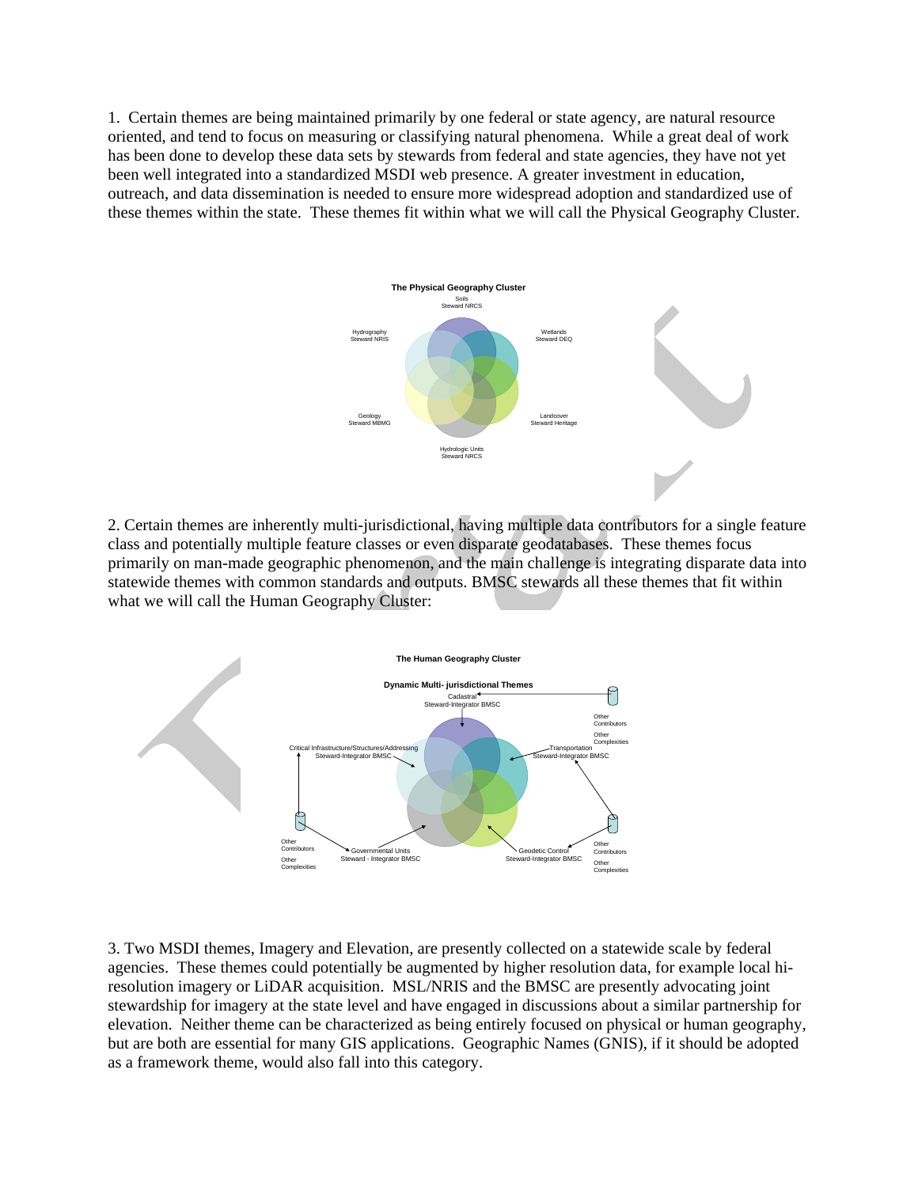1. Certain themes are being maintained primarily by one federal or state agency, are natural resource oriented, and tend to focus on measuring or classifying natural phenomena. While a great deal of work has been done to develop these data sets by stewards from federal and state agencies, they have not yet been well integrated into a standardized MSDI web presence. A greater investment in education, outreach, and data dissemination is needed to ensure more widespread adoption and standardized use of these themes within the state. These themes fit within what we will call the Physical Geography Cluster.

**The Physical Geography Cluster**

Soils
Steward NRCS

Hydrography
Steward NRIS

Wetlands
Steward DEQ

Geology
Steward MBMG

Landcover
Steward Heritage

Hydrologic Units
Steward NRCS

2. Certain themes are inherently multi-jurisdictional, having multiple data contributors for a single feature class and potentially multiple feature classes or even disparate geodatabases. These themes focus primarily on man-made geographic phenomenon, and the main challenge is integrating disparate data into statewide themes with common standards and outputs. BMSC stewards all these themes that fit within what we will call the Human Geography Cluster:

**The Human Geography Cluster**

**Dynamic Multi- jurisdictional Themes**

Cadastral
Steward-Integrator BMSC

Critical Infrastructure/Structures/Addressing
Steward-Integrator BMSC

Transportation
Steward-Integrator BMSC

Governmental Units
Steward - Integrator BMSC

Geodetic Control
Steward-Integrator BMSC

Other Contributors
Other Complexities

Other Contributors
Other Complexities

Other Contributors
Other Complexities

3. Two MSDI themes, Imagery and Elevation, are presently collected on a statewide scale by federal agencies. These themes could potentially be augmented by higher resolution data, for example local hi-resolution imagery or LiDAR acquisition. MSL/NRIS and the BMSC are presently advocating joint stewardship for imagery at the state level and have engaged in discussions about a similar partnership for elevation. Neither theme can be characterized as being entirely focused on physical or human geography, but are both are essential for many GIS applications. Geographic Names (GNIS), if it should be adopted as a framework theme, would also fall into this category.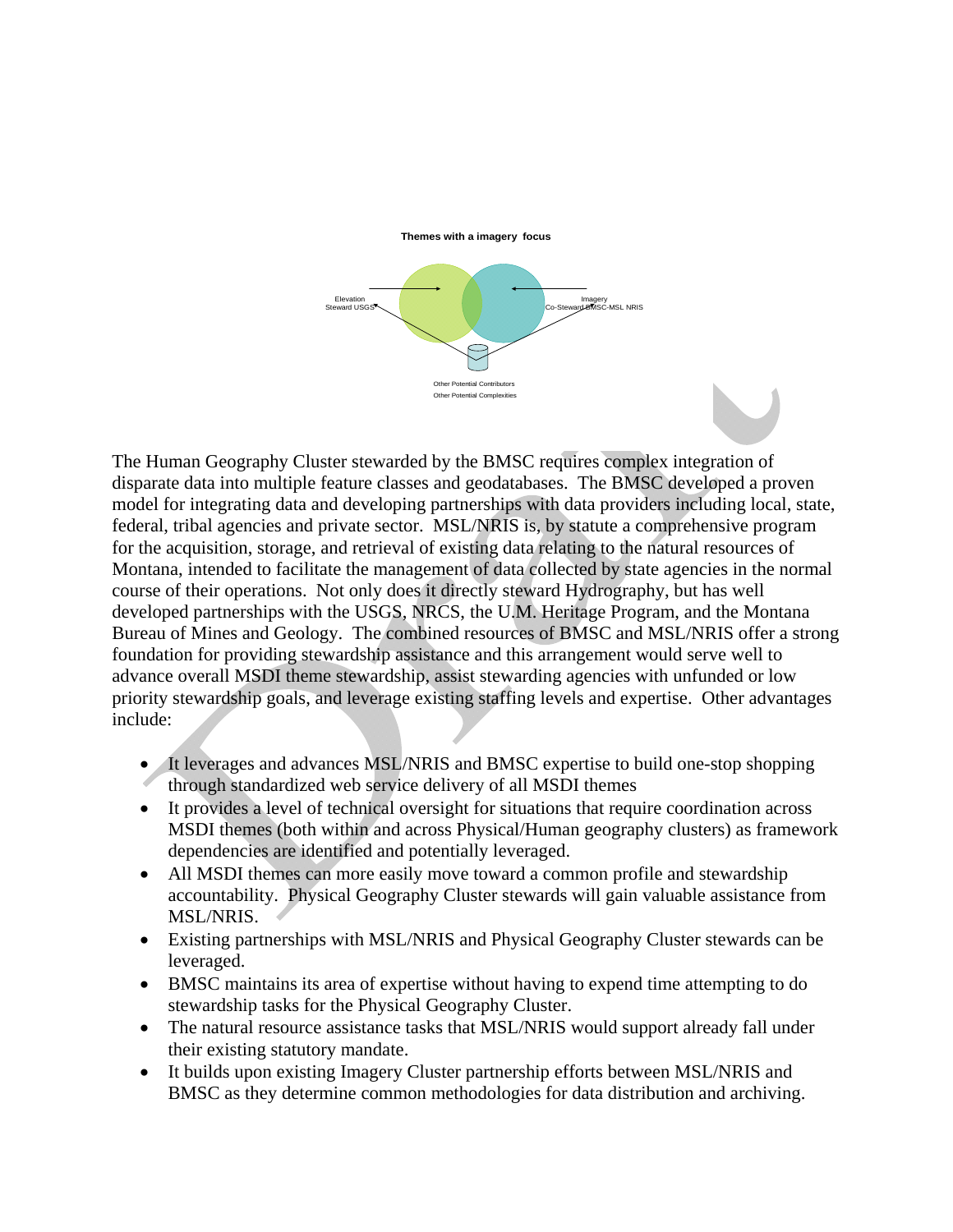Themes with a imagery focus

Elevation
Steward USGS

Imagery
Co-Steward BMSC-MSL NRIS

Other Potential Contributors
Other Potential Complexities

The Human Geography Cluster stewarded by the BMSC requires complex integration of disparate data into multiple feature classes and geodatabases. The BMSC developed a proven model for integrating data and developing partnerships with data providers including local, state, federal, tribal agencies and private sector. MSL/NRIS is, by statute a comprehensive program for the acquisition, storage, and retrieval of existing data relating to the natural resources of Montana, intended to facilitate the management of data collected by state agencies in the normal course of their operations. Not only does it directly steward Hydrography, but has well developed partnerships with the USGS, NRCS, the U.M. Heritage Program, and the Montana Bureau of Mines and Geology. The combined resources of BMSC and MSL/NRIS offer a strong foundation for providing stewardship assistance and this arrangement would serve well to advance overall MSDI theme stewardship, assist stewarding agencies with unfunded or low priority stewardship goals, and leverage existing staffing levels and expertise. Other advantages include:

- It leverages and advances MSL/NRIS and BMSC expertise to build one-stop shopping through standardized web service delivery of all MSDI themes
- It provides a level of technical oversight for situations that require coordination across MSDI themes (both within and across Physical/Human geography clusters) as framework dependencies are identified and potentially leveraged.
- All MSDI themes can more easily move toward a common profile and stewardship accountability. Physical Geography Cluster stewards will gain valuable assistance from MSL/NRIS.
- Existing partnerships with MSL/NRIS and Physical Geography Cluster stewards can be leveraged.
- BMSC maintains its area of expertise without having to expend time attempting to do stewardship tasks for the Physical Geography Cluster.
- The natural resource assistance tasks that MSL/NRIS would support already fall under their existing statutory mandate.
- It builds upon existing Imagery Cluster partnership efforts between MSL/NRIS and BMSC as they determine common methodologies for data distribution and archiving.